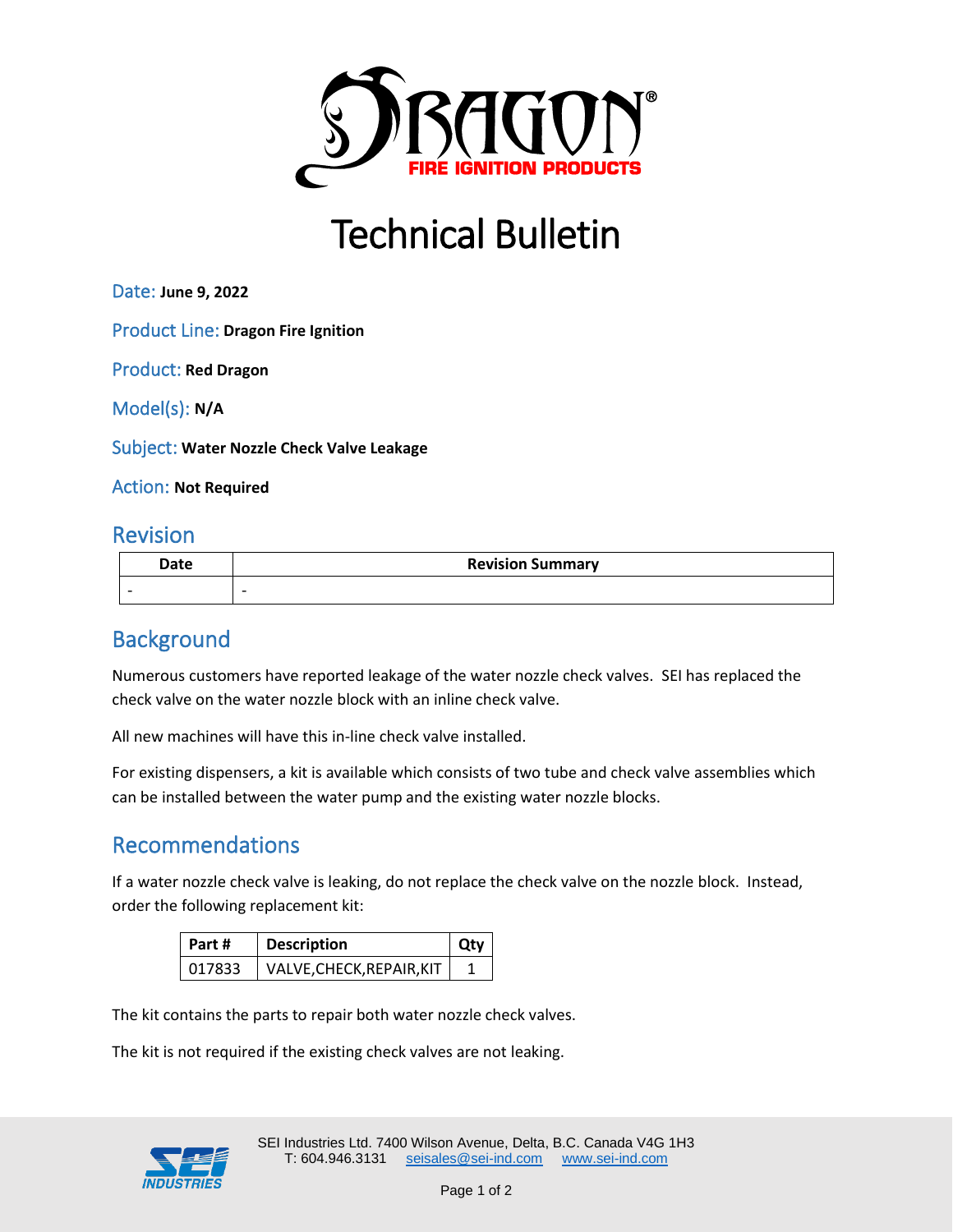# Technical Bulletin

Date: **June 9, 2022**

Product Line: **Dragon Fire Ignition**

Product: **Red Dragon**

Model(s): **N/A**

Subject: **Water Nozzle Check Valve Leakage**

Action: **Not Required**

## Revision

| Date | Revision Summary |
|---|---|
| - | - |

## Background

Numerous customers have reported leakage of the water nozzle check valves. SEI has replaced the check valve on the water nozzle block with an inline check valve.

All new machines will have this in-line check valve installed.

For existing dispensers, a kit is available which consists of two tube and check valve assemblies which can be installed between the water pump and the existing water nozzle blocks.

## Recommendations

If a water nozzle check valve is leaking, do not replace the check valve on the nozzle block. Instead, order the following replacement kit:

| Part # | Description | Qty |
|---|---|---|
| 017833 | VALVE,CHECK,REPAIR,KIT | 1 |

The kit contains the parts to repair both water nozzle check valves.

The kit is not required if the existing check valves are not leaking.

SEI Industries Ltd. 7400 Wilson Avenue, Delta, B.C. Canada V4G 1H3
T: 604.946.3131 seisales@sei-ind.com www.sei-ind.com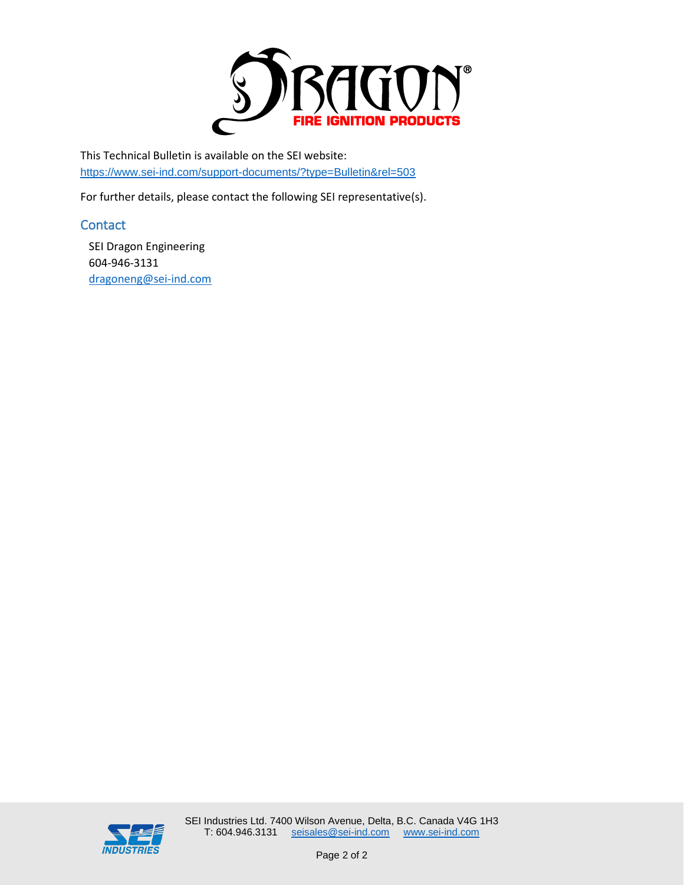This Technical Bulletin is available on the SEI website:
https://www.sei-ind.com/support-documents/?type=Bulletin&rel=503

For further details, please contact the following SEI representative(s).

## Contact

SEI Dragon Engineering
604-946-3131
dragoneng@sei-ind.com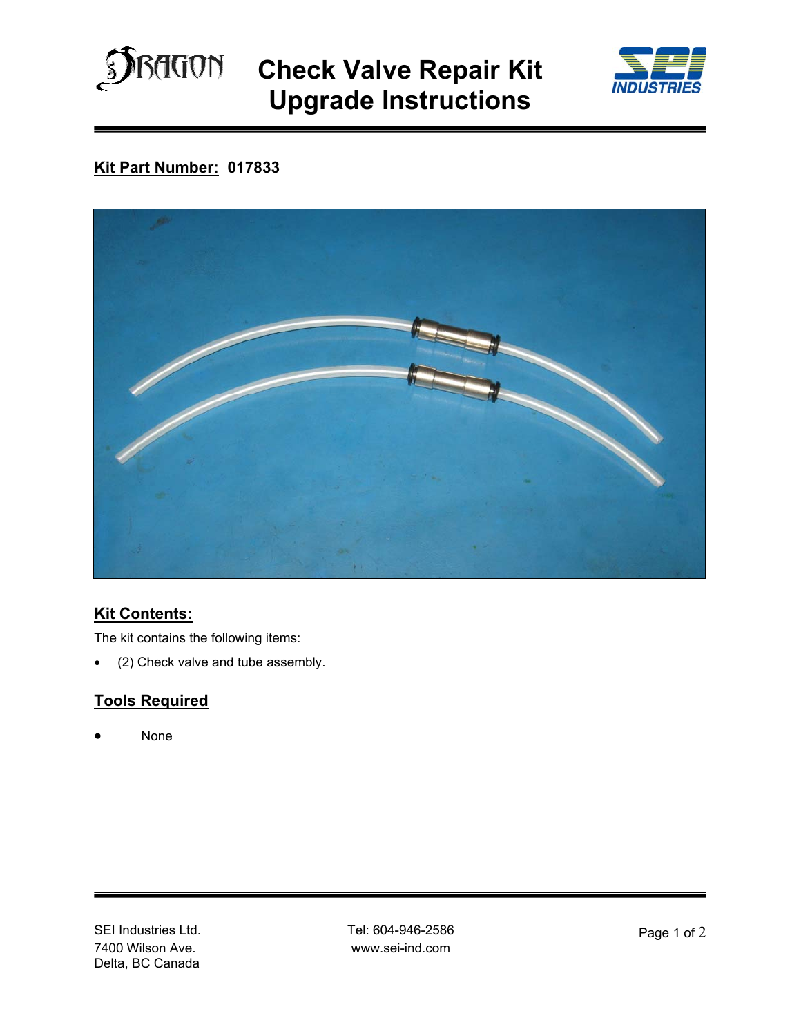# Check Valve Repair Kit Upgrade Instructions

**Kit Part Number:** **017833**

## Kit Contents:

The kit contains the following items:

- (2) Check valve and tube assembly.

## Tools Required

- None

SEI Industries Ltd.
7400 Wilson Ave.
Delta, BC Canada

Tel: 604-946-2586
www.sei-ind.com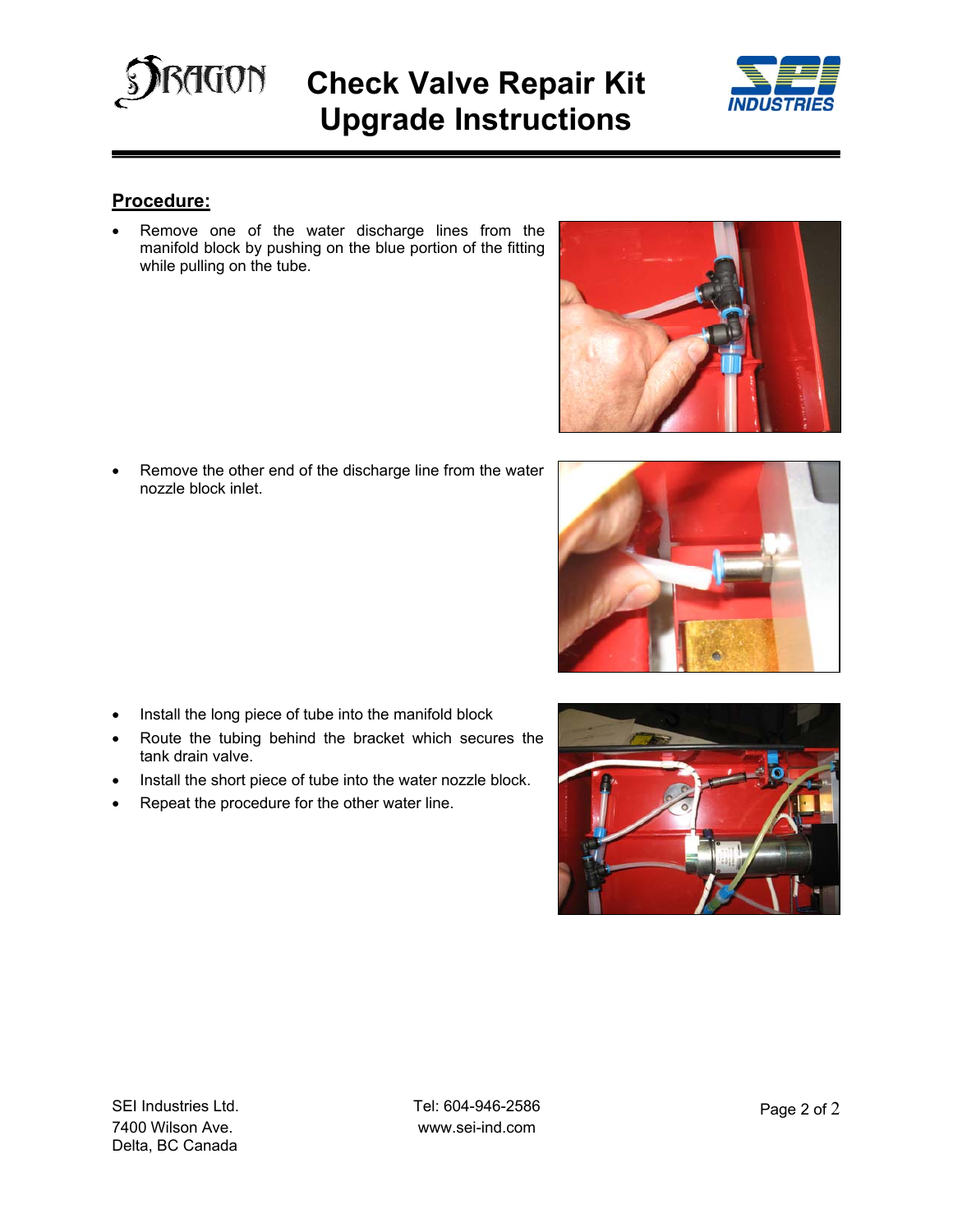## Procedure:

- Remove one of the water discharge lines from the manifold block by pushing on the blue portion of the fitting while pulling on the tube.

- Remove the other end of the discharge line from the water nozzle block inlet.

- Install the long piece of tube into the manifold block
- Route the tubing behind the bracket which secures the tank drain valve.
- Install the short piece of tube into the water nozzle block.
- Repeat the procedure for the other water line.

SEI Industries Ltd.
7400 Wilson Ave.
Delta, BC Canada

Tel: 604-946-2586
www.sei-ind.com